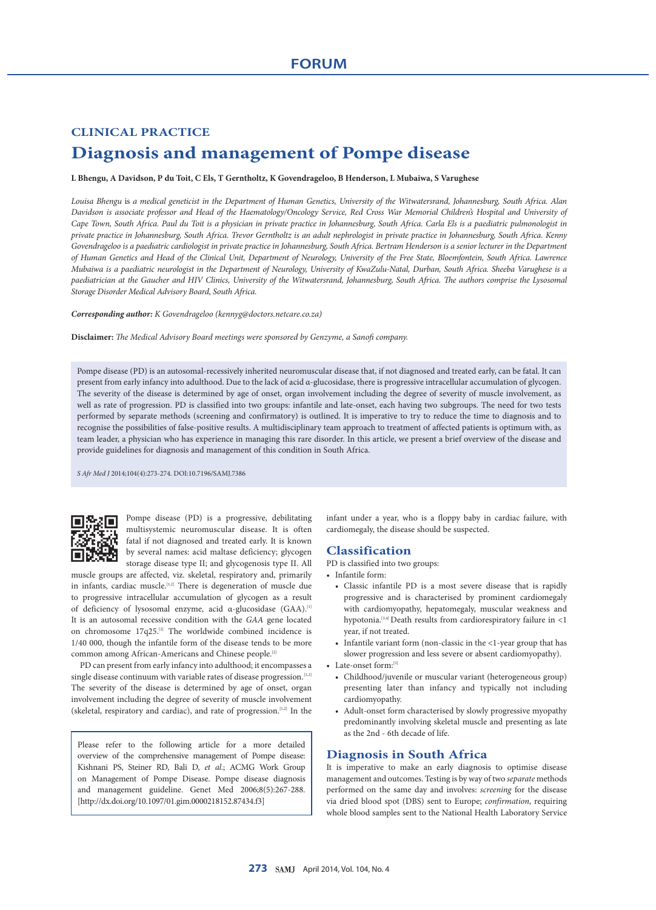# FORUM

## CLINICAL PRACTICE

# Diagnosis and management of Pompe disease

**L Bhengu, A Davidson, P du Toit, C Els, T Gerntholtz, K Govendrageloo, B Henderson, L Mubaiwa, S Varughese**

*Louisa Bhengu is a medical geneticist in the Department of Human Genetics, University of the Witwatersrand, Johannesburg, South Africa. Alan Davidson is associate professor and Head of the Haematology/Oncology Service, Red Cross War Memorial Children's Hospital and University of Cape Town, South Africa. Paul du Toit is a physician in private practice in Johannesburg, South Africa. Carla Els is a paediatric pulmonologist in private practice in Johannesburg, South Africa. Trevor Gerntholtz is an adult nephrologist in private practice in Johannesburg, South Africa. Kenny Govendrageloo is a paediatric cardiologist in private practice in Johannesburg, South Africa. Bertram Henderson is a senior lecturer in the Department of Human Genetics and Head of the Clinical Unit, Department of Neurology, University of the Free State, Bloemfontein, South Africa. Lawrence Mubaiwa is a paediatric neurologist in the Department of Neurology, University of KwaZulu-Natal, Durban, South Africa. Sheeba Varughese is a paediatrician at the Gaucher and HIV Clinics, University of the Witwatersrand, Johannesburg, South Africa. The authors comprise the Lysosomal Storage Disorder Medical Advisory Board, South Africa.*

***Corresponding author:** K Govendrageloo (kennyg@doctors.netcare.co.za)*

**Disclaimer:** *The Medical Advisory Board meetings were sponsored by Genzyme, a Sanofi company.*

Pompe disease (PD) is an autosomal-recessively inherited neuromuscular disease that, if not diagnosed and treated early, can be fatal. It can present from early infancy into adulthood. Due to the lack of acid α-glucosidase, there is progressive intracellular accumulation of glycogen. The severity of the disease is determined by age of onset, organ involvement including the degree of severity of muscle involvement, as well as rate of progression. PD is classified into two groups: infantile and late-onset, each having two subgroups. The need for two tests performed by separate methods (screening and confirmatory) is outlined. It is imperative to try to reduce the time to diagnosis and to recognise the possibilities of false-positive results. A multidisciplinary team approach to treatment of affected patients is optimum with, as team leader, a physician who has experience in managing this rare disorder. In this article, we present a brief overview of the disease and provide guidelines for diagnosis and management of this condition in South Africa.

*S Afr Med J* 2014;104(4):273-274. DOI:10.7196/SAMJ.7386

Pompe disease (PD) is a progressive, debilitating multisystemic neuromuscular disease. It is often fatal if not diagnosed and treated early. It is known by several names: acid maltase deficiency; glycogen storage disease type II; and glycogenosis type II. All muscle groups are affected, viz. skeletal, respiratory and, primarily in infants, cardiac muscle.[1,2] There is degeneration of muscle due to progressive intracellular accumulation of glycogen as a result of deficiency of lysosomal enzyme, acid α-glucosidase (GAA).[1] It is an autosomal recessive condition with the *GAA* gene located on chromosome 17q25.[2] The worldwide combined incidence is 1/40 000, though the infantile form of the disease tends to be more common among African-Americans and Chinese people.[2]

PD can present from early infancy into adulthood; it encompasses a single disease continuum with variable rates of disease progression.[1,2] The severity of the disease is determined by age of onset, organ involvement including the degree of severity of muscle involvement (skeletal, respiratory and cardiac), and rate of progression.[1,2] In the infant under a year, who is a floppy baby in cardiac failure, with cardiomegaly, the disease should be suspected.

> Please refer to the following article for a more detailed overview of the comprehensive management of Pompe disease: Kishnani PS, Steiner RD, Bali D, *et al.*; ACMG Work Group on Management of Pompe Disease. Pompe disease diagnosis and management guideline. Genet Med 2006;8(5):267-288. [http://dx.doi.org/10.1097/01.gim.0000218152.87434.f3]

## Classification

PD is classified into two groups:

- Infantile form:
  - Classic infantile PD is a most severe disease that is rapidly progressive and is characterised by prominent cardiomegaly with cardiomyopathy, hepatomegaly, muscular weakness and hypotonia.[3,4] Death results from cardiorespiratory failure in <1 year, if not treated.
  - Infantile variant form (non-classic in the <1-year group that has slower progression and less severe or absent cardiomyopathy).
- Late-onset form:[5]
  - Childhood/juvenile or muscular variant (heterogeneous group) presenting later than infancy and typically not including cardiomyopathy.
  - Adult-onset form characterised by slowly progressive myopathy predominantly involving skeletal muscle and presenting as late as the 2nd - 6th decade of life.

## Diagnosis in South Africa

It is imperative to make an early diagnosis to optimise disease management and outcomes. Testing is by way of two *separate* methods performed on the same day and involves: *screening* for the disease via dried blood spot (DBS) sent to Europe; *confirmation*, requiring whole blood samples sent to the National Health Laboratory Service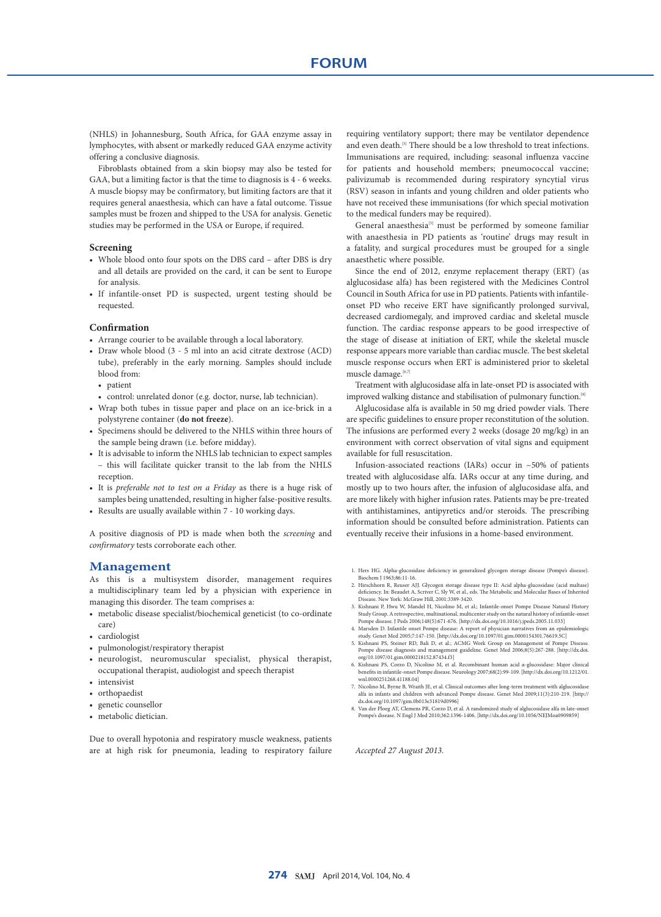(NHLS) in Johannesburg, South Africa, for GAA enzyme assay in lymphocytes, with absent or markedly reduced GAA enzyme activity offering a conclusive diagnosis.

Fibroblasts obtained from a skin biopsy may also be tested for GAA, but a limiting factor is that the time to diagnosis is 4 - 6 weeks. A muscle biopsy may be confirmatory, but limiting factors are that it requires general anaesthesia, which can have a fatal outcome. Tissue samples must be frozen and shipped to the USA for analysis. Genetic studies may be performed in the USA or Europe, if required.

### Screening

- Whole blood onto four spots on the DBS card – after DBS is dry and all details are provided on the card, it can be sent to Europe for analysis.
- If infantile-onset PD is suspected, urgent testing should be requested.

### Confirmation

- Arrange courier to be available through a local laboratory.
- Draw whole blood (3 - 5 ml into an acid citrate dextrose (ACD) tube), preferably in the early morning. Samples should include blood from:
    - patient
    - control: unrelated donor (e.g. doctor, nurse, lab technician).
- Wrap both tubes in tissue paper and place on an ice-brick in a polystyrene container (**do not freeze**).
- Specimens should be delivered to the NHLS within three hours of the sample being drawn (i.e. before midday).
- It is advisable to inform the NHLS lab technician to expect samples – this will facilitate quicker transit to the lab from the NHLS reception.
- It is *preferable not to test on a Friday* as there is a huge risk of samples being unattended, resulting in higher false-positive results.
- Results are usually available within 7 - 10 working days.

A positive diagnosis of PD is made when both the *screening* and *confirmatory* tests corroborate each other.

## Management

As this is a multisystem disorder, management requires a multidisciplinary team led by a physician with experience in managing this disorder. The team comprises a:

- metabolic disease specialist/biochemical geneticist (to co-ordinate care)
- cardiologist
- pulmonologist/respiratory therapist
- neurologist, neuromuscular specialist, physical therapist, occupational therapist, audiologist and speech therapist
- intensivist
- orthopaedist
- genetic counsellor
- metabolic dietician.

Due to overall hypotonia and respiratory muscle weakness, patients are at high risk for pneumonia, leading to respiratory failure requiring ventilatory support; there may be ventilator dependence and even death.[5] There should be a low threshold to treat infections. Immunisations are required, including: seasonal influenza vaccine for patients and household members; pneumococcal vaccine; palivizumab is recommended during respiratory syncytial virus (RSV) season in infants and young children and older patients who have not received these immunisations (for which special motivation to the medical funders may be required).

General anaesthesia[5] must be performed by someone familiar with anaesthesia in PD patients as 'routine' drugs may result in a fatality, and surgical procedures must be grouped for a single anaesthetic where possible.

Since the end of 2012, enzyme replacement therapy (ERT) (as alglucosidase alfa) has been registered with the Medicines Control Council in South Africa for use in PD patients. Patients with infantile-onset PD who receive ERT have significantly prolonged survival, decreased cardiomegaly, and improved cardiac and skeletal muscle function. The cardiac response appears to be good irrespective of the stage of disease at initiation of ERT, while the skeletal muscle response appears more variable than cardiac muscle. The best skeletal muscle response occurs when ERT is administered prior to skeletal muscle damage.[6,7]

Treatment with alglucosidase alfa in late-onset PD is associated with improved walking distance and stabilisation of pulmonary function.[8]

Alglucosidase alfa is available in 50 mg dried powder vials. There are specific guidelines to ensure proper reconstitution of the solution. The infusions are performed every 2 weeks (dosage 20 mg/kg) in an environment with correct observation of vital signs and equipment available for full resuscitation.

Infusion-associated reactions (IARs) occur in ~50% of patients treated with alglucosidase alfa. IARs occur at any time during, and mostly up to two hours after, the infusion of alglucosidase alfa, and are more likely with higher infusion rates. Patients may be pre-treated with antihistamines, antipyretics and/or steroids. The prescribing information should be consulted before administration. Patients can eventually receive their infusions in a home-based environment.

1. Hers HG. Alpha-glucosidase deficiency in generalized glycogen storage disease (Pompe's disease). Biochem J 1963;86:11-16.
2. Hirschhorn R, Reuser AJJ. Glycogen storage disease type II: Acid alpha-glucosidase (acid maltase) deficiency. In: Beaudet A, Scriver C, Sly W, et al., eds. The Metabolic and Molecular Bases of Inherited Disease. New York: McGraw Hill, 2001:3389-3420.
3. Kishnani P, Hwu W, Mandel H, Nicolino M, et al.; Infantile-onset Pompe Disease Natural History Study Group. A retrospective, multinational, multicenter study on the natural history of infantile-onset Pompe disease. J Peds 2006;148(5):671-676. [http://dx.doi.org/10.1016/j.jpeds.2005.11.033]
4. Marsden D. Infantile onset Pompe disease: A report of physician narratives from an epidemiologic study. Genet Med 2005;7:147-150. [http://dx.doi.org/10.1097/01.gim.0000154301.76619.5C]
5. Kishnani PS, Steiner RD, Bali D, et al.; ACMG Work Group on Management of Pompe Disease. Pompe disease diagnosis and management guideline. Genet Med 2006;8(5):267-288. [http://dx.doi.org/10.1097/01.gim.0000218152.87434.f3]
6. Kishnani PS, Corzo D, Nicolino M, et al. Recombinant human acid α-glucosidase: Major clinical benefits in infantile-onset Pompe disease. Neurology 2007;68(2):99-109. [http://dx.doi.org/10.1212/01.wnl.0000251268.41188.04]
7. Nicolino M, Byrne B, Wraith JE, et al. Clinical outcomes after long-term treatment with alglucosidase alfa in infants and children with advanced Pompe disease. Genet Med 2009;11(3):210-219. [http://dx.doi.org/10.1097/gim.0b013e31819d0996]
8. Van der Ploeg AT, Clemens PR, Corzo D, et al. A randomized study of alglucosidase alfa in late-onset Pompe's disease. N Engl J Med 2010;362:1396-1406. [http://dx.doi.org/10.1056/NEJMoa0909859]

*Accepted 27 August 2013.*